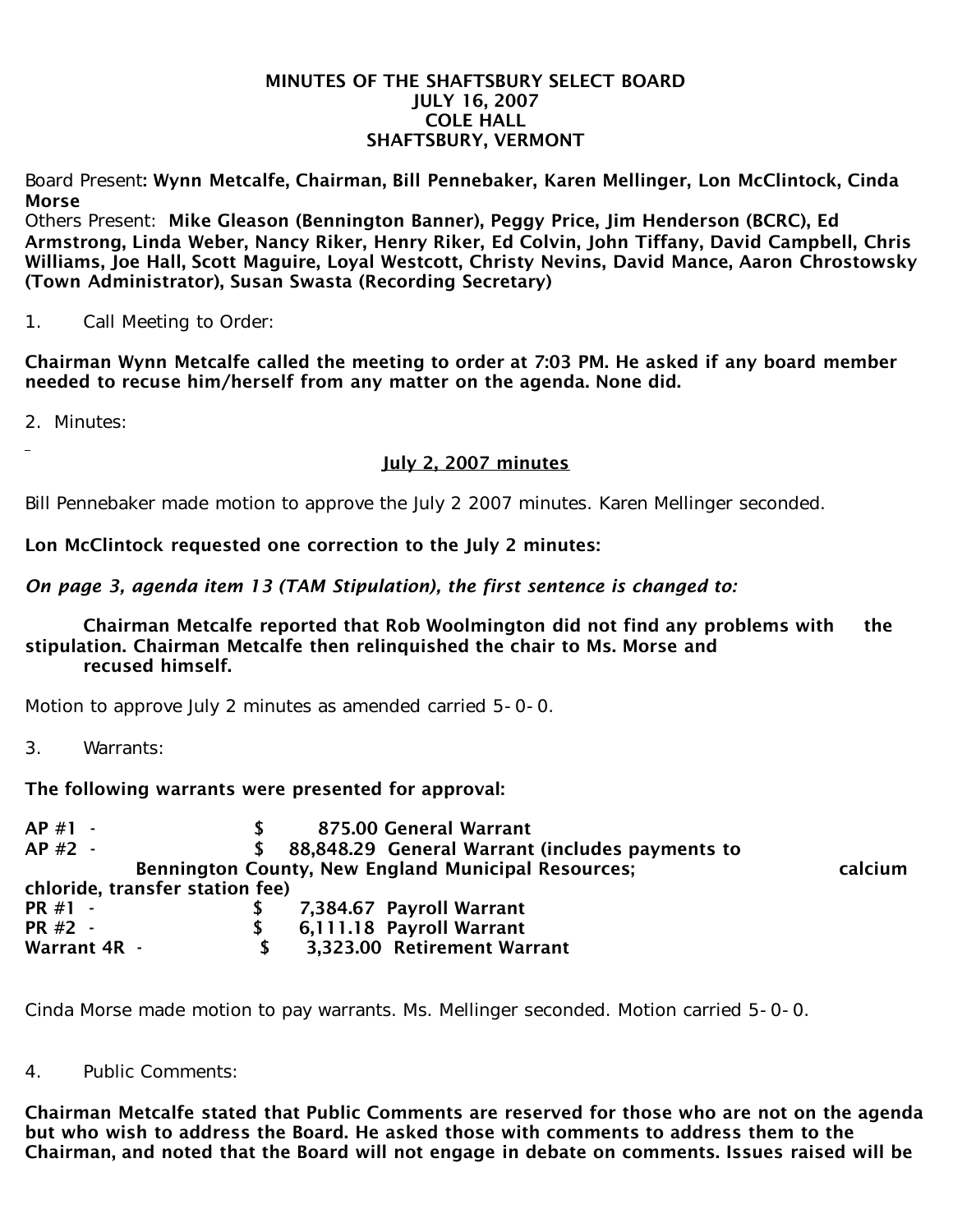# MINUTES OF THE SHAFTSBURY SELECT BOARD
## JULY 16, 2007
## COLE HALL
## SHAFTSBURY, VERMONT

Board Present: **Wynn Metcalfe, Chairman, Bill Pennebaker, Karen Mellinger, Lon McClintock, Cinda Morse**
Others Present: **Mike Gleason (Bennington Banner), Peggy Price, Jim Henderson (BCRC), Ed Armstrong, Linda Weber, Nancy Riker, Henry Riker, Ed Colvin, John Tiffany, David Campbell, Chris Williams, Joe Hall, Scott Maguire, Loyal Westcott, Christy Nevins, David Mance, Aaron Chrostowsky (Town Administrator), Susan Swasta (Recording Secretary)**

1. Call Meeting to Order:

**Chairman Wynn Metcalfe called the meeting to order at 7:03 PM. He asked if any board member needed to recuse him/herself from any matter on the agenda. None did.**

2. Minutes:

**July 2, 2007 minutes**

Bill Pennebaker made motion to approve the July 2 2007 minutes. Karen Mellinger seconded.

**Lon McClintock requested one correction to the July 2 minutes:**

***On page 3, agenda item 13 (TAM Stipulation), the first sentence is changed to:***

**Chairman Metcalfe reported that Rob Woolmington did not find any problems with the stipulation. Chairman Metcalfe then relinquished the chair to Ms. Morse and recused himself.**

Motion to approve July 2 minutes as amended carried 5-0-0.

3. Warrants:

**The following warrants were presented for approval:**

**AP #1 - $ 875.00 General Warrant**
**AP #2 - $ 88,848.29 General Warrant (includes payments to Bennington County, New England Municipal Resources; calcium chloride, transfer station fee)**
**PR #1 - $ 7,384.67 Payroll Warrant**
**PR #2 - $ 6,111.18 Payroll Warrant**
**Warrant 4R - $ 3,323.00 Retirement Warrant**

Cinda Morse made motion to pay warrants. Ms. Mellinger seconded. Motion carried 5-0-0.

4. Public Comments:

**Chairman Metcalfe stated that Public Comments are reserved for those who are not on the agenda but who wish to address the Board. He asked those with comments to address them to the Chairman, and noted that the Board will not engage in debate on comments. Issues raised will be**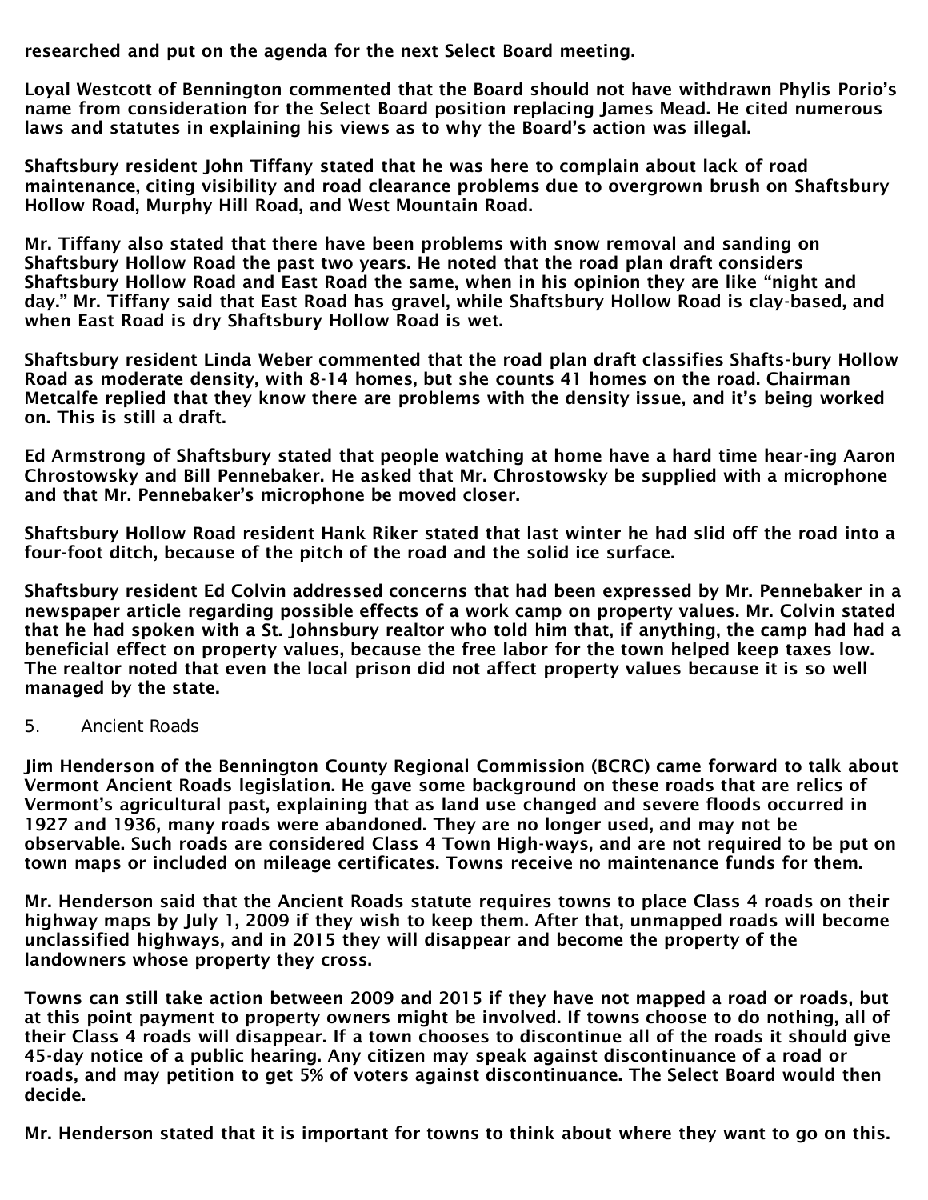researched and put on the agenda for the next Select Board meeting.

Loyal Westcott of Bennington commented that the Board should not have withdrawn Phylis Porio's name from consideration for the Select Board position replacing James Mead. He cited numerous laws and statutes in explaining his views as to why the Board's action was illegal.

Shaftsbury resident John Tiffany stated that he was here to complain about lack of road maintenance, citing visibility and road clearance problems due to overgrown brush on Shaftsbury Hollow Road, Murphy Hill Road, and West Mountain Road.

Mr. Tiffany also stated that there have been problems with snow removal and sanding on Shaftsbury Hollow Road the past two years. He noted that the road plan draft considers Shaftsbury Hollow Road and East Road the same, when in his opinion they are like "night and day." Mr. Tiffany said that East Road has gravel, while Shaftsbury Hollow Road is clay-based, and when East Road is dry Shaftsbury Hollow Road is wet.

Shaftsbury resident Linda Weber commented that the road plan draft classifies Shafts-bury Hollow Road as moderate density, with 8-14 homes, but she counts 41 homes on the road. Chairman Metcalfe replied that they know there are problems with the density issue, and it's being worked on. This is still a draft.

Ed Armstrong of Shaftsbury stated that people watching at home have a hard time hear-ing Aaron Chrostowsky and Bill Pennebaker. He asked that Mr. Chrostowsky be supplied with a microphone and that Mr. Pennebaker's microphone be moved closer.

Shaftsbury Hollow Road resident Hank Riker stated that last winter he had slid off the road into a four-foot ditch, because of the pitch of the road and the solid ice surface.

Shaftsbury resident Ed Colvin addressed concerns that had been expressed by Mr. Pennebaker in a newspaper article regarding possible effects of a work camp on property values. Mr. Colvin stated that he had spoken with a St. Johnsbury realtor who told him that, if anything, the camp had had a beneficial effect on property values, because the free labor for the town helped keep taxes low. The realtor noted that even the local prison did not affect property values because it is so well managed by the state.

5. Ancient Roads

Jim Henderson of the Bennington County Regional Commission (BCRC) came forward to talk about Vermont Ancient Roads legislation. He gave some background on these roads that are relics of Vermont's agricultural past, explaining that as land use changed and severe floods occurred in 1927 and 1936, many roads were abandoned. They are no longer used, and may not be observable. Such roads are considered Class 4 Town High-ways, and are not required to be put on town maps or included on mileage certificates. Towns receive no maintenance funds for them.

Mr. Henderson said that the Ancient Roads statute requires towns to place Class 4 roads on their highway maps by July 1, 2009 if they wish to keep them. After that, unmapped roads will become unclassified highways, and in 2015 they will disappear and become the property of the landowners whose property they cross.

Towns can still take action between 2009 and 2015 if they have not mapped a road or roads, but at this point payment to property owners might be involved. If towns choose to do nothing, all of their Class 4 roads will disappear. If a town chooses to discontinue all of the roads it should give 45-day notice of a public hearing. Any citizen may speak against discontinuance of a road or roads, and may petition to get 5% of voters against discontinuance. The Select Board would then decide.

Mr. Henderson stated that it is important for towns to think about where they want to go on this.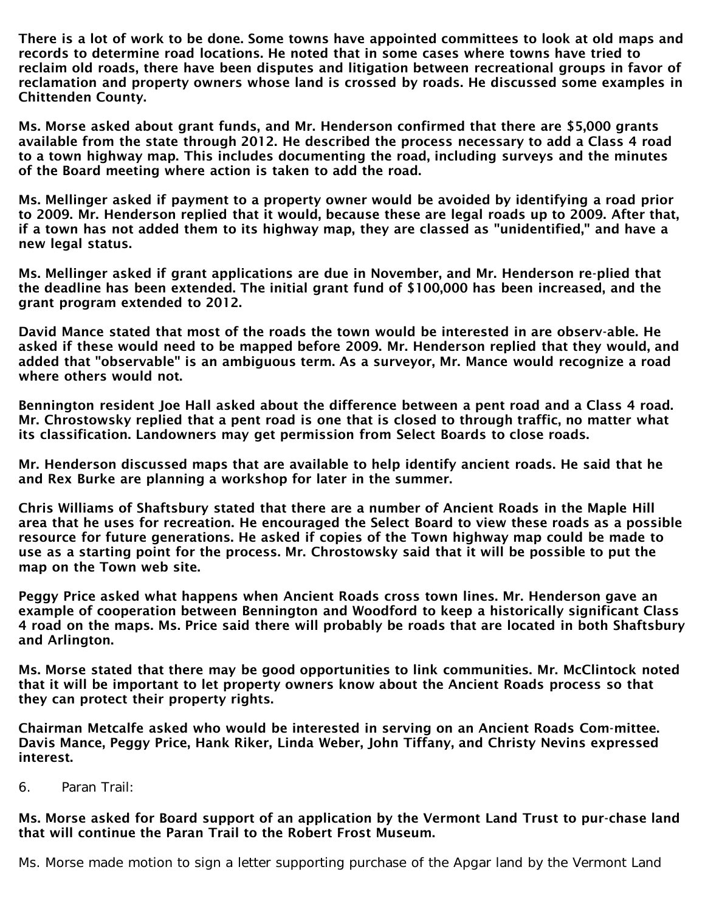**There is a lot of work to be done. Some towns have appointed committees to look at old maps and records to determine road locations. He noted that in some cases where towns have tried to reclaim old roads, there have been disputes and litigation between recreational groups in favor of reclamation and property owners whose land is crossed by roads. He discussed some examples in Chittenden County.**

**Ms. Morse asked about grant funds, and Mr. Henderson confirmed that there are $5,000 grants available from the state through 2012. He described the process necessary to add a Class 4 road to a town highway map. This includes documenting the road, including surveys and the minutes of the Board meeting where action is taken to add the road.**

**Ms. Mellinger asked if payment to a property owner would be avoided by identifying a road prior to 2009. Mr. Henderson replied that it would, because these are legal roads up to 2009. After that, if a town has not added them to its highway map, they are classed as "unidentified," and have a new legal status.**

**Ms. Mellinger asked if grant applications are due in November, and Mr. Henderson re-plied that the deadline has been extended. The initial grant fund of $100,000 has been increased, and the grant program extended to 2012.**

**David Mance stated that most of the roads the town would be interested in are observ-able. He asked if these would need to be mapped before 2009. Mr. Henderson replied that they would, and added that "observable" is an ambiguous term. As a surveyor, Mr. Mance would recognize a road where others would not.**

**Bennington resident Joe Hall asked about the difference between a pent road and a Class 4 road. Mr. Chrostowsky replied that a pent road is one that is closed to through traffic, no matter what its classification. Landowners may get permission from Select Boards to close roads.**

**Mr. Henderson discussed maps that are available to help identify ancient roads. He said that he and Rex Burke are planning a workshop for later in the summer.**

**Chris Williams of Shaftsbury stated that there are a number of Ancient Roads in the Maple Hill area that he uses for recreation. He encouraged the Select Board to view these roads as a possible resource for future generations. He asked if copies of the Town highway map could be made to use as a starting point for the process. Mr. Chrostowsky said that it will be possible to put the map on the Town web site.**

**Peggy Price asked what happens when Ancient Roads cross town lines. Mr. Henderson gave an example of cooperation between Bennington and Woodford to keep a historically significant Class 4 road on the maps. Ms. Price said there will probably be roads that are located in both Shaftsbury and Arlington.**

**Ms. Morse stated that there may be good opportunities to link communities. Mr. McClintock noted that it will be important to let property owners know about the Ancient Roads process so that they can protect their property rights.**

**Chairman Metcalfe asked who would be interested in serving on an Ancient Roads Com-mittee. Davis Mance, Peggy Price, Hank Riker, Linda Weber, John Tiffany, and Christy Nevins expressed interest.**

6. Paran Trail:

**Ms. Morse asked for Board support of an application by the Vermont Land Trust to pur-chase land that will continue the Paran Trail to the Robert Frost Museum.**

Ms. Morse made motion to sign a letter supporting purchase of the Apgar land by the Vermont Land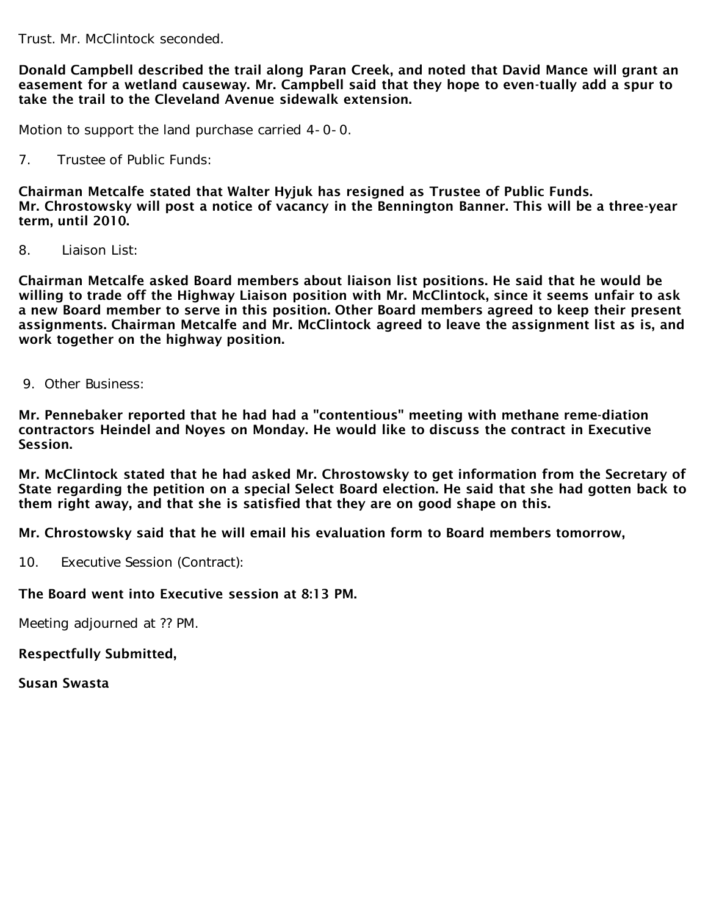Trust. Mr. McClintock seconded.

**Donald Campbell described the trail along Paran Creek, and noted that David Mance will grant an easement for a wetland causeway. Mr. Campbell said that they hope to even-tually add a spur to take the trail to the Cleveland Avenue sidewalk extension.**

Motion to support the land purchase carried 4-0-0.

7. Trustee of Public Funds:

**Chairman Metcalfe stated that Walter Hyjuk has resigned as Trustee of Public Funds. Mr. Chrostowsky will post a notice of vacancy in the Bennington Banner. This will be a three-year term, until 2010.**

8. Liaison List:

**Chairman Metcalfe asked Board members about liaison list positions. He said that he would be willing to trade off the Highway Liaison position with Mr. McClintock, since it seems unfair to ask a new Board member to serve in this position. Other Board members agreed to keep their present assignments. Chairman Metcalfe and Mr. McClintock agreed to leave the assignment list as is, and work together on the highway position.**

9. Other Business:

**Mr. Pennebaker reported that he had had a "contentious" meeting with methane reme-diation contractors Heindel and Noyes on Monday. He would like to discuss the contract in Executive Session.**

**Mr. McClintock stated that he had asked Mr. Chrostowsky to get information from the Secretary of State regarding the petition on a special Select Board election. He said that she had gotten back to them right away, and that she is satisfied that they are on good shape on this.**

**Mr. Chrostowsky said that he will email his evaluation form to Board members tomorrow,**

10. Executive Session (Contract):

**The Board went into Executive session at 8:13 PM.**

Meeting adjourned at ?? PM.

**Respectfully Submitted,**

**Susan Swasta**